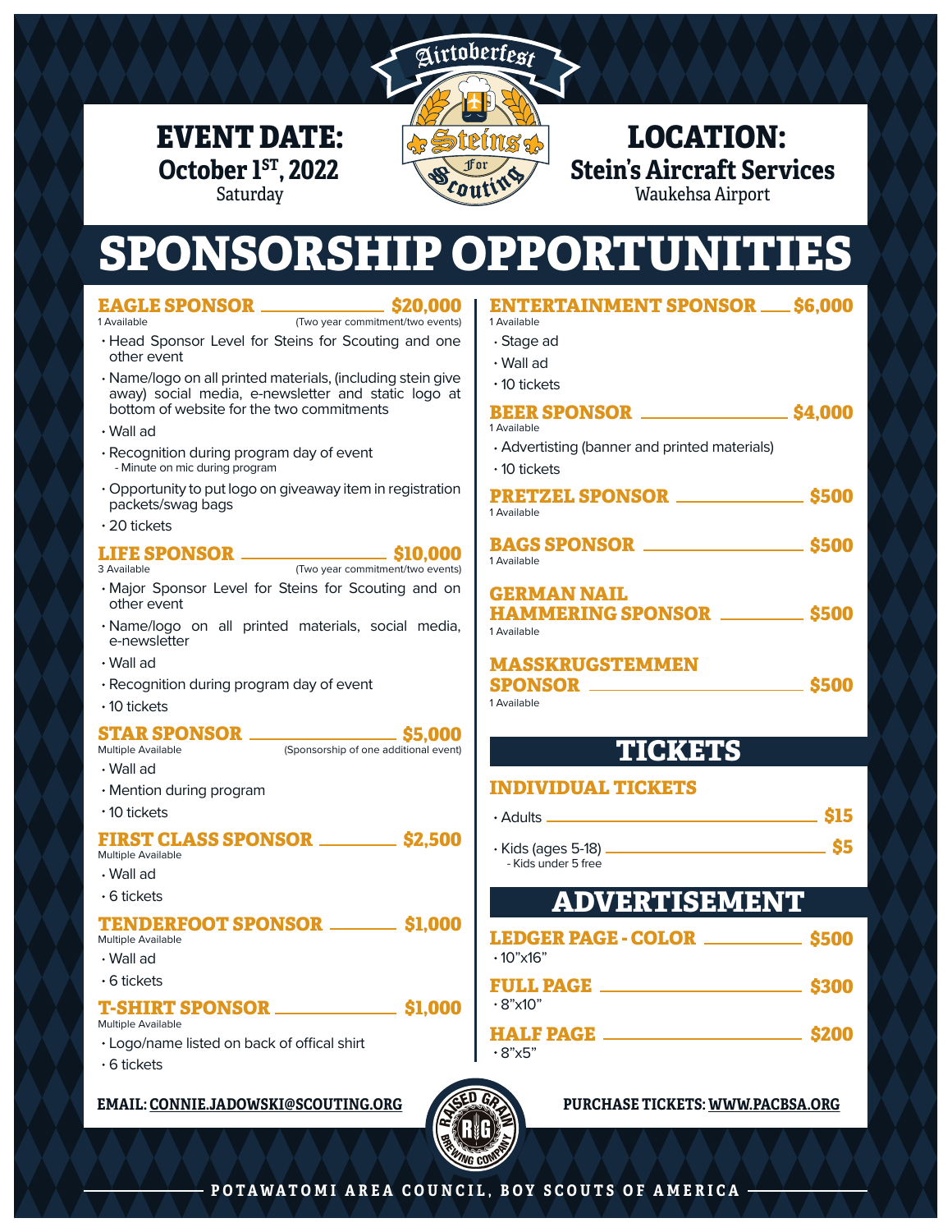Airtoberfest

Steins for Scouting

**EVENT DATE:**
**October 1ST, 2022**
Saturday

**LOCATION:**
**Stein's Aircraft Services**
Waukehsa Airport

# SPONSORSHIP OPPORTUNITIES

### EAGLE SPONSOR — $20,000
1 Available (Two year commitment/two events)

- Head Sponsor Level for Steins for Scouting and one other event
- Name/logo on all printed materials, (including stein give away) social media, e-newsletter and static logo at bottom of website for the two commitments
- Wall ad
- Recognition during program day of event
  - Minute on mic during program
- Opportunity to put logo on giveaway item in registration packets/swag bags
- 20 tickets

### LIFE SPONSOR — $10,000
3 Available (Two year commitment/two events)

- Major Sponsor Level for Steins for Scouting and on other event
- Name/logo on all printed materials, social media, e-newsletter
- Wall ad
- Recognition during program day of event
- 10 tickets

### STAR SPONSOR — $5,000
Multiple Available (Sponsorship of one additional event)

- Wall ad
- Mention during program
- 10 tickets

### FIRST CLASS SPONSOR — $2,500
Multiple Available

- Wall ad
- 6 tickets

### TENDERFOOT SPONSOR — $1,000
Multiple Available

- Wall ad
- 6 tickets

### T-SHIRT SPONSOR — $1,000
Multiple Available

- Logo/name listed on back of offical shirt
- 6 tickets

### ENTERTAINMENT SPONSOR — $6,000
1 Available

- Stage ad
- Wall ad
- 10 tickets

### BEER SPONSOR — $4,000
1 Available

- Advertisting (banner and printed materials)
- 10 tickets

### PRETZEL SPONSOR — $500
1 Available

### BAGS SPONSOR — $500
1 Available

### GERMAN NAIL HAMMERING SPONSOR — $500
1 Available

### MASSKRUGSTEMMEN SPONSOR — $500
1 Available

## TICKETS

### INDIVIDUAL TICKETS

- Adults — $15
- Kids (ages 5-18) — $5
  - Kids under 5 free

## ADVERTISEMENT

### LEDGER PAGE - COLOR — $500
- 10"x16"

### FULL PAGE — $300
- 8"x10"

### HALF PAGE — $200
- 8"x5"

**EMAIL: CONNIE.JADOWSKI@SCOUTING.ORG**

Raised Grain Brewing Company

**PURCHASE TICKETS: WWW.PACBSA.ORG**

POTAWATOMI AREA COUNCIL, BOY SCOUTS OF AMERICA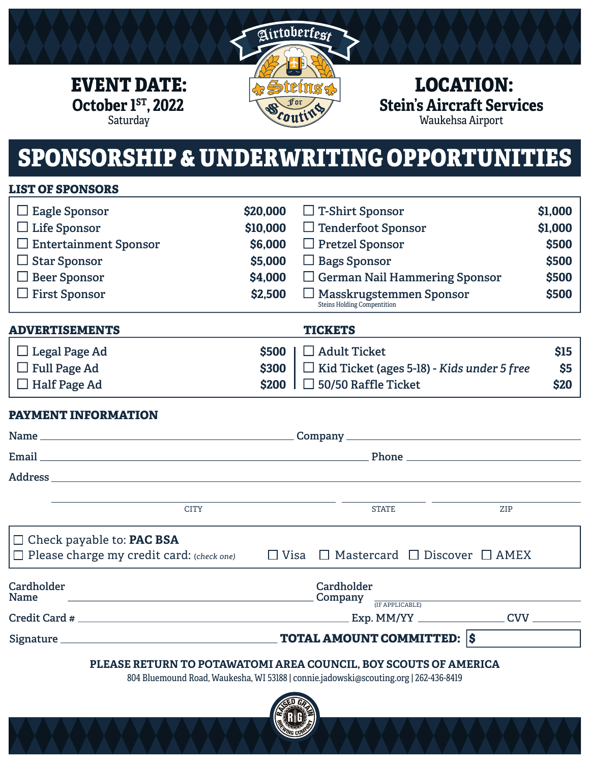Airtoberfest

Steins for Scouting

**EVENT DATE:**
**October 1ST, 2022**
Saturday

**LOCATION:**
**Stein's Aircraft Services**
Waukehsa Airport

# SPONSORSHIP & UNDERWRITING OPPORTUNITIES

## LIST OF SPONSORS

| | | | |
|---|---|---|---|
| ☐ Eagle Sponsor | $20,000 | ☐ T-Shirt Sponsor | $1,000 |
| ☐ Life Sponsor | $10,000 | ☐ Tenderfoot Sponsor | $1,000 |
| ☐ Entertainment Sponsor | $6,000 | ☐ Pretzel Sponsor | $500 |
| ☐ Star Sponsor | $5,000 | ☐ Bags Sponsor | $500 |
| ☐ Beer Sponsor | $4,000 | ☐ German Nail Hammering Sponsor | $500 |
| ☐ First Sponsor | $2,500 | ☐ Masskrugstemmen Sponsor<br>Steins Holding Compentition | $500 |

## ADVERTISEMENTS

| | |
|---|---|
| ☐ Legal Page Ad | $500 |
| ☐ Full Page Ad | $300 |
| ☐ Half Page Ad | $200 |

## TICKETS

| | |
|---|---|
| ☐ Adult Ticket | $15 |
| ☐ Kid Ticket (ages 5-18) - *Kids under 5 free* | $5 |
| ☐ 50/50 Raffle Ticket | $20 |

## PAYMENT INFORMATION

Name ______________________ Company ______________________

Email ______________________ Phone ______________________

Address ______________________________________________

______________________ CITY ________ STATE ________ ZIP

☐ Check payable to: **PAC BSA**
☐ Please charge my credit card: *(check one)* ☐ Visa ☐ Mastercard ☐ Discover ☐ AMEX

Cardholder Name ______________________ Cardholder Company ______________________ (IF APPLICABLE)

Credit Card # ______________________ Exp. MM/YY ____________ CVV ________

Signature ______________________ **TOTAL AMOUNT COMMITTED:** $ ________

**PLEASE RETURN TO POTAWATOMI AREA COUNCIL, BOY SCOUTS OF AMERICA**

804 Bluemound Road, Waukesha, WI 53188 | connie.jadowski@scouting.org | 262-436-8419

Raised Grain Brewing Company